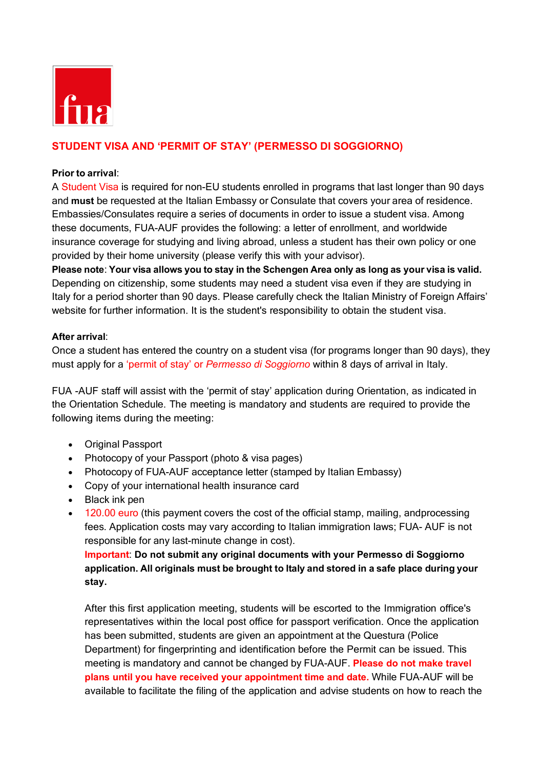fua

## STUDENT VISA AND 'PERMIT OF STAY' (PERMESSO DI SOGGIORNO)

**Prior to arrival**:
A Student Visa is required for non-EU students enrolled in programs that last longer than 90 days and **must** be requested at the Italian Embassy or Consulate that covers your area of residence. Embassies/Consulates require a series of documents in order to issue a student visa. Among these documents, FUA-AUF provides the following: a letter of enrollment, and worldwide insurance coverage for studying and living abroad, unless a student has their own policy or one provided by their home university (please verify this with your advisor).
**Please note**: **Your visa allows you to stay in the Schengen Area only as long as your visa is valid.** Depending on citizenship, some students may need a student visa even if they are studying in Italy for a period shorter than 90 days. Please carefully check the Italian Ministry of Foreign Affairs' website for further information. It is the student's responsibility to obtain the student visa.

**After arrival**:
Once a student has entered the country on a student visa (for programs longer than 90 days), they must apply for a 'permit of stay' or *Permesso di Soggiorno* within 8 days of arrival in Italy.

FUA -AUF staff will assist with the 'permit of stay' application during Orientation, as indicated in the Orientation Schedule. The meeting is mandatory and students are required to provide the following items during the meeting:

- Original Passport
- Photocopy of your Passport (photo & visa pages)
- Photocopy of FUA-AUF acceptance letter (stamped by Italian Embassy)
- Copy of your international health insurance card
- Black ink pen
- 120.00 euro (this payment covers the cost of the official stamp, mailing, andprocessing fees. Application costs may vary according to Italian immigration laws; FUA- AUF is not responsible for any last-minute change in cost).
  **Important**: **Do not submit any original documents with your Permesso di Soggiorno application. All originals must be brought to Italy and stored in a safe place during your stay.**

  After this first application meeting, students will be escorted to the Immigration office's representatives within the local post office for passport verification. Once the application has been submitted, students are given an appointment at the Questura (Police Department) for fingerprinting and identification before the Permit can be issued. This meeting is mandatory and cannot be changed by FUA-AUF. **Please do not make travel plans until you have received your appointment time and date.** While FUA-AUF will be available to facilitate the filing of the application and advise students on how to reach the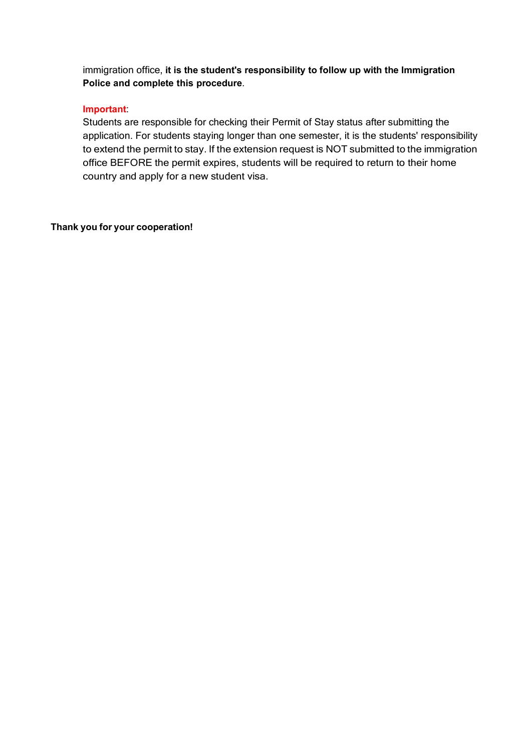immigration office, **it is the student's responsibility to follow up with the Immigration Police and complete this procedure**.

**Important**:
Students are responsible for checking their Permit of Stay status after submitting the application. For students staying longer than one semester, it is the students' responsibility to extend the permit to stay. If the extension request is NOT submitted to the immigration office BEFORE the permit expires, students will be required to return to their home country and apply for a new student visa.

**Thank you for your cooperation!**